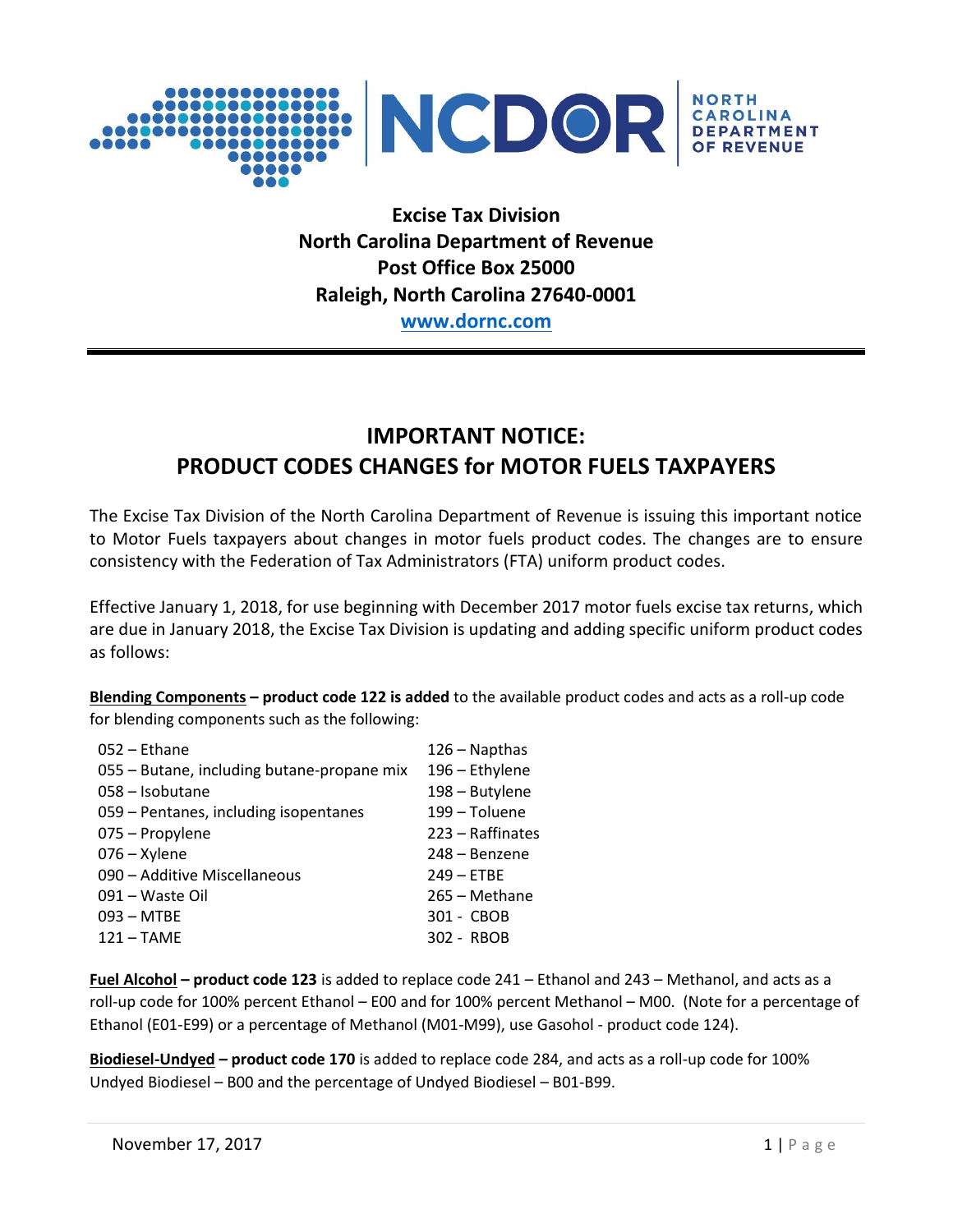**Excise Tax Division**
**North Carolina Department of Revenue**
**Post Office Box 25000**
**Raleigh, North Carolina 27640-0001**
**www.dornc.com**

# IMPORTANT NOTICE: PRODUCT CODES CHANGES for MOTOR FUELS TAXPAYERS

The Excise Tax Division of the North Carolina Department of Revenue is issuing this important notice to Motor Fuels taxpayers about changes in motor fuels product codes. The changes are to ensure consistency with the Federation of Tax Administrators (FTA) uniform product codes.

Effective January 1, 2018, for use beginning with December 2017 motor fuels excise tax returns, which are due in January 2018, the Excise Tax Division is updating and adding specific uniform product codes as follows:

**Blending Components – product code 122 is added** to the available product codes and acts as a roll-up code for blending components such as the following:

- 052 – Ethane
- 055 – Butane, including butane-propane mix
- 058 – Isobutane
- 059 – Pentanes, including isopentanes
- 075 – Propylene
- 076 – Xylene
- 090 – Additive Miscellaneous
- 091 – Waste Oil
- 093 – MTBE
- 121 – TAME
- 126 – Napthas
- 196 – Ethylene
- 198 – Butylene
- 199 – Toluene
- 223 – Raffinates
- 248 – Benzene
- 249 – ETBE
- 265 – Methane
- 301 - CBOB
- 302 - RBOB

**Fuel Alcohol – product code 123** is added to replace code 241 – Ethanol and 243 – Methanol, and acts as a roll-up code for 100% percent Ethanol – E00 and for 100% percent Methanol – M00. (Note for a percentage of Ethanol (E01-E99) or a percentage of Methanol (M01-M99), use Gasohol - product code 124).

**Biodiesel-Undyed – product code 170** is added to replace code 284, and acts as a roll-up code for 100% Undyed Biodiesel – B00 and the percentage of Undyed Biodiesel – B01-B99.

November 17, 2017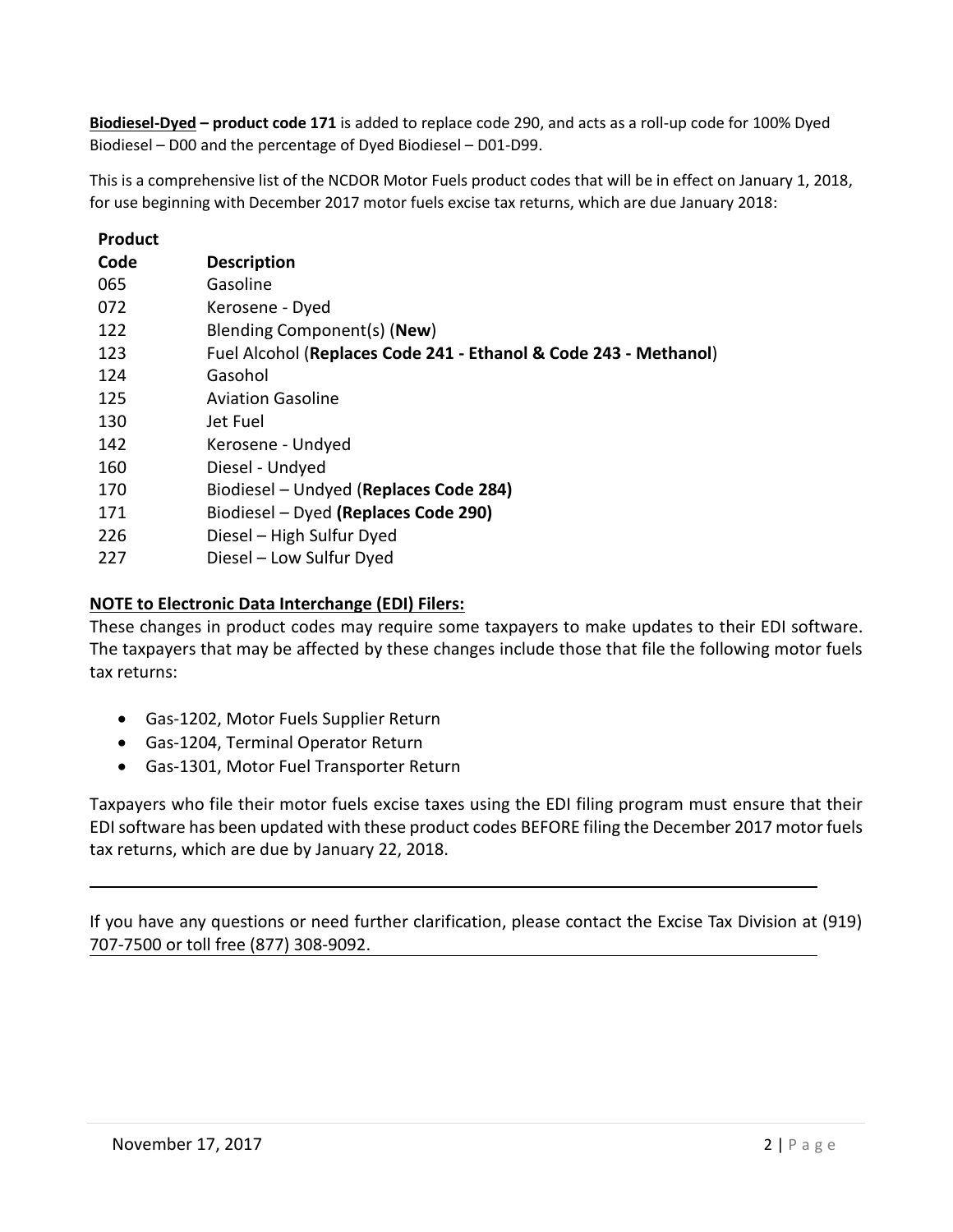**Biodiesel-Dyed – product code 171** is added to replace code 290, and acts as a roll-up code for 100% Dyed Biodiesel – D00 and the percentage of Dyed Biodiesel – D01-D99.

This is a comprehensive list of the NCDOR Motor Fuels product codes that will be in effect on January 1, 2018, for use beginning with December 2017 motor fuels excise tax returns, which are due January 2018:

| Product Code | Description |
|---|---|
| 065 | Gasoline |
| 072 | Kerosene - Dyed |
| 122 | Blending Component(s) (**New**) |
| 123 | Fuel Alcohol (**Replaces Code 241 - Ethanol & Code 243 - Methanol**) |
| 124 | Gasohol |
| 125 | Aviation Gasoline |
| 130 | Jet Fuel |
| 142 | Kerosene - Undyed |
| 160 | Diesel - Undyed |
| 170 | Biodiesel – Undyed (**Replaces Code 284)** |
| 171 | Biodiesel – Dyed **(Replaces Code 290)** |
| 226 | Diesel – High Sulfur Dyed |
| 227 | Diesel – Low Sulfur Dyed |

**NOTE to Electronic Data Interchange (EDI) Filers:**

These changes in product codes may require some taxpayers to make updates to their EDI software. The taxpayers that may be affected by these changes include those that file the following motor fuels tax returns:

- Gas-1202, Motor Fuels Supplier Return
- Gas-1204, Terminal Operator Return
- Gas-1301, Motor Fuel Transporter Return

Taxpayers who file their motor fuels excise taxes using the EDI filing program must ensure that their EDI software has been updated with these product codes BEFORE filing the December 2017 motor fuels tax returns, which are due by January 22, 2018.

---

If you have any questions or need further clarification, please contact the Excise Tax Division at (919) 707-7500 or toll free (877) 308-9092.